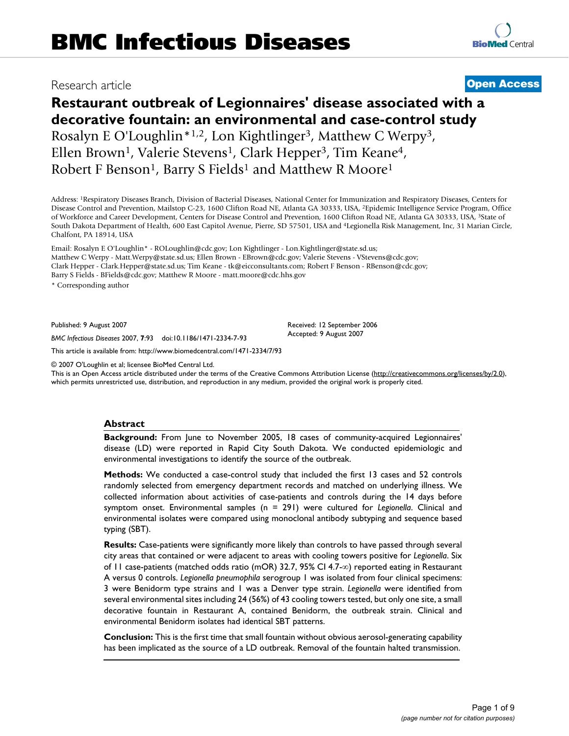# BMC Infectious Diseases

Research article

**Open Access**

# Restaurant outbreak of Legionnaires' disease associated with a decorative fountain: an environmental and case-control study

Rosalyn E O'Loughlin*[1,2], Lon Kightlinger[3], Matthew C Werpy[3], Ellen Brown[1], Valerie Stevens[1], Clark Hepper[3], Tim Keane[4], Robert F Benson[1], Barry S Fields[1] and Matthew R Moore[1]

Address: [1]Respiratory Diseases Branch, Division of Bacterial Diseases, National Center for Immunization and Respiratory Diseases, Centers for Disease Control and Prevention, Mailstop C-23, 1600 Clifton Road NE, Atlanta GA 30333, USA, [2]Epidemic Intelligence Service Program, Office of Workforce and Career Development, Centers for Disease Control and Prevention, 1600 Clifton Road NE, Atlanta GA 30333, USA, [3]State of South Dakota Department of Health, 600 East Capitol Avenue, Pierre, SD 57501, USA and [4]Legionella Risk Management, Inc, 31 Marian Circle, Chalfont, PA 18914, USA

Email: Rosalyn E O'Loughlin* - ROLoughlin@cdc.gov; Lon Kightlinger - Lon.Kightlinger@state.sd.us; Matthew C Werpy - Matt.Werpy@state.sd.us; Ellen Brown - EBrown@cdc.gov; Valerie Stevens - VStevens@cdc.gov; Clark Hepper - Clark.Hepper@state.sd.us; Tim Keane - tk@eicconsultants.com; Robert F Benson - RBenson@cdc.gov; Barry S Fields - BFields@cdc.gov; Matthew R Moore - matt.moore@cdc.hhs.gov

\* Corresponding author

Published: 9 August 2007

*BMC Infectious Diseases* 2007, **7**:93 doi:10.1186/1471-2334-7-93

Received: 12 September 2006
Accepted: 9 August 2007

This article is available from: http://www.biomedcentral.com/1471-2334/7/93

© 2007 O'Loughlin et al; licensee BioMed Central Ltd.
This is an Open Access article distributed under the terms of the Creative Commons Attribution License (http://creativecommons.org/licenses/by/2.0), which permits unrestricted use, distribution, and reproduction in any medium, provided the original work is properly cited.

## Abstract

**Background:** From June to November 2005, 18 cases of community-acquired Legionnaires' disease (LD) were reported in Rapid City South Dakota. We conducted epidemiologic and environmental investigations to identify the source of the outbreak.

**Methods:** We conducted a case-control study that included the first 13 cases and 52 controls randomly selected from emergency department records and matched on underlying illness. We collected information about activities of case-patients and controls during the 14 days before symptom onset. Environmental samples (n = 291) were cultured for *Legionella*. Clinical and environmental isolates were compared using monoclonal antibody subtyping and sequence based typing (SBT).

**Results:** Case-patients were significantly more likely than controls to have passed through several city areas that contained or were adjacent to areas with cooling towers positive for *Legionella*. Six of 11 case-patients (matched odds ratio (mOR) 32.7, 95% CI 4.7-∞) reported eating in Restaurant A versus 0 controls. *Legionella pneumophila* serogroup 1 was isolated from four clinical specimens: 3 were Benidorm type strains and 1 was a Denver type strain. *Legionella* were identified from several environmental sites including 24 (56%) of 43 cooling towers tested, but only one site, a small decorative fountain in Restaurant A, contained Benidorm, the outbreak strain. Clinical and environmental Benidorm isolates had identical SBT patterns.

**Conclusion:** This is the first time that small fountain without obvious aerosol-generating capability has been implicated as the source of a LD outbreak. Removal of the fountain halted transmission.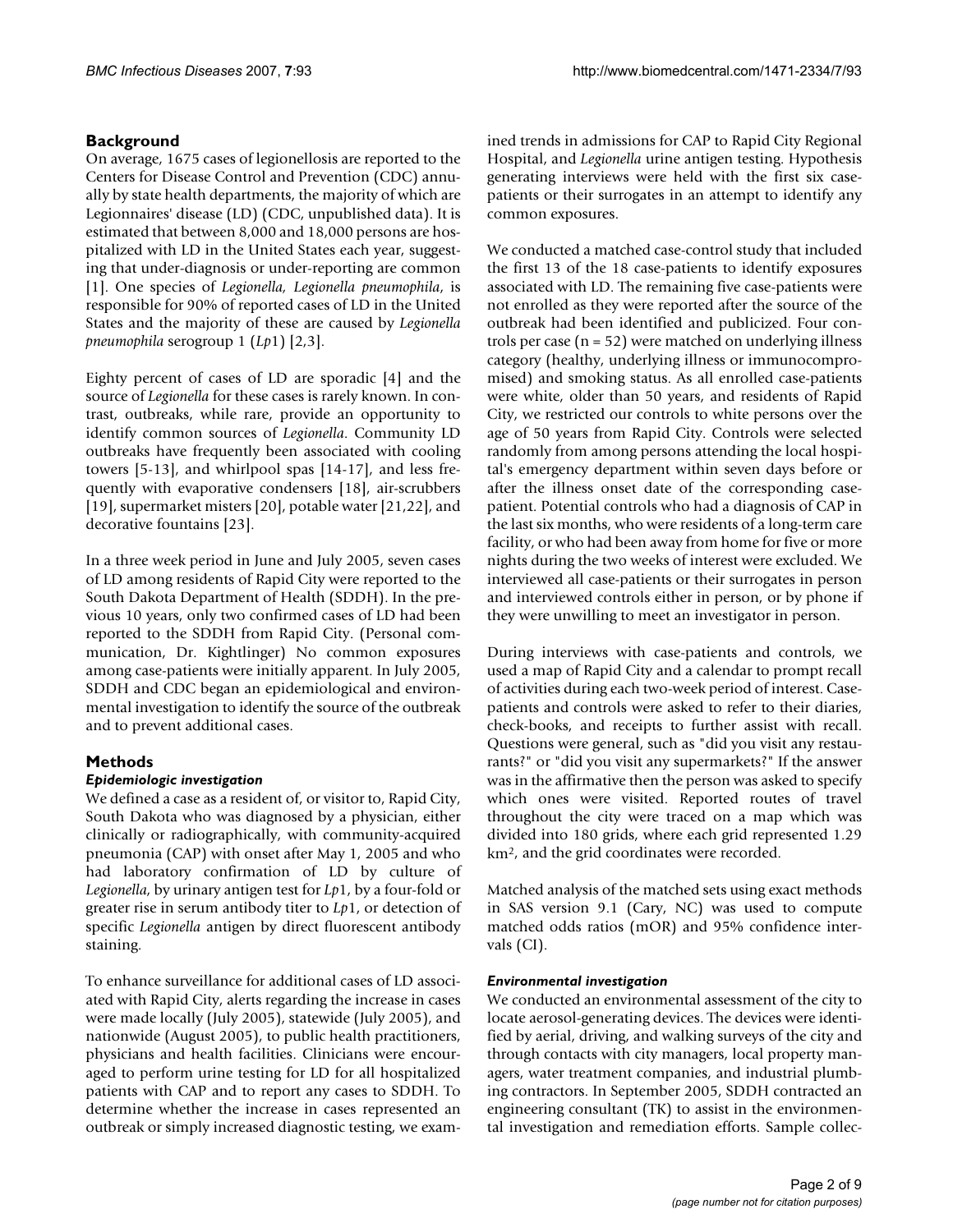## Background

On average, 1675 cases of legionellosis are reported to the Centers for Disease Control and Prevention (CDC) annually by state health departments, the majority of which are Legionnaires' disease (LD) (CDC, unpublished data). It is estimated that between 8,000 and 18,000 persons are hospitalized with LD in the United States each year, suggesting that under-diagnosis or under-reporting are common [1]. One species of *Legionella*, *Legionella pneumophila*, is responsible for 90% of reported cases of LD in the United States and the majority of these are caused by *Legionella pneumophila* serogroup 1 (*Lp*1) [2,3].

Eighty percent of cases of LD are sporadic [4] and the source of *Legionella* for these cases is rarely known. In contrast, outbreaks, while rare, provide an opportunity to identify common sources of *Legionella*. Community LD outbreaks have frequently been associated with cooling towers [5-13], and whirlpool spas [14-17], and less frequently with evaporative condensers [18], air-scrubbers [19], supermarket misters [20], potable water [21,22], and decorative fountains [23].

In a three week period in June and July 2005, seven cases of LD among residents of Rapid City were reported to the South Dakota Department of Health (SDDH). In the previous 10 years, only two confirmed cases of LD had been reported to the SDDH from Rapid City. (Personal communication, Dr. Kightlinger) No common exposures among case-patients were initially apparent. In July 2005, SDDH and CDC began an epidemiological and environmental investigation to identify the source of the outbreak and to prevent additional cases.

## Methods

### *Epidemiologic investigation*

We defined a case as a resident of, or visitor to, Rapid City, South Dakota who was diagnosed by a physician, either clinically or radiographically, with community-acquired pneumonia (CAP) with onset after May 1, 2005 and who had laboratory confirmation of LD by culture of *Legionella*, by urinary antigen test for *Lp*1, by a four-fold or greater rise in serum antibody titer to *Lp*1, or detection of specific *Legionella* antigen by direct fluorescent antibody staining.

To enhance surveillance for additional cases of LD associated with Rapid City, alerts regarding the increase in cases were made locally (July 2005), statewide (July 2005), and nationwide (August 2005), to public health practitioners, physicians and health facilities. Clinicians were encouraged to perform urine testing for LD for all hospitalized patients with CAP and to report any cases to SDDH. To determine whether the increase in cases represented an outbreak or simply increased diagnostic testing, we examined trends in admissions for CAP to Rapid City Regional Hospital, and *Legionella* urine antigen testing. Hypothesis generating interviews were held with the first six case-patients or their surrogates in an attempt to identify any common exposures.

We conducted a matched case-control study that included the first 13 of the 18 case-patients to identify exposures associated with LD. The remaining five case-patients were not enrolled as they were reported after the source of the outbreak had been identified and publicized. Four controls per case (n = 52) were matched on underlying illness category (healthy, underlying illness or immunocompromised) and smoking status. As all enrolled case-patients were white, older than 50 years, and residents of Rapid City, we restricted our controls to white persons over the age of 50 years from Rapid City. Controls were selected randomly from among persons attending the local hospital's emergency department within seven days before or after the illness onset date of the corresponding case-patient. Potential controls who had a diagnosis of CAP in the last six months, who were residents of a long-term care facility, or who had been away from home for five or more nights during the two weeks of interest were excluded. We interviewed all case-patients or their surrogates in person and interviewed controls either in person, or by phone if they were unwilling to meet an investigator in person.

During interviews with case-patients and controls, we used a map of Rapid City and a calendar to prompt recall of activities during each two-week period of interest. Case-patients and controls were asked to refer to their diaries, check-books, and receipts to further assist with recall. Questions were general, such as "did you visit any restaurants?" or "did you visit any supermarkets?" If the answer was in the affirmative then the person was asked to specify which ones were visited. Reported routes of travel throughout the city were traced on a map which was divided into 180 grids, where each grid represented 1.29 $km^2$, and the grid coordinates were recorded.

Matched analysis of the matched sets using exact methods in SAS version 9.1 (Cary, NC) was used to compute matched odds ratios (mOR) and 95% confidence intervals (CI).

### *Environmental investigation*

We conducted an environmental assessment of the city to locate aerosol-generating devices. The devices were identified by aerial, driving, and walking surveys of the city and through contacts with city managers, local property managers, water treatment companies, and industrial plumbing contractors. In September 2005, SDDH contracted an engineering consultant (TK) to assist in the environmental investigation and remediation efforts. Sample collec-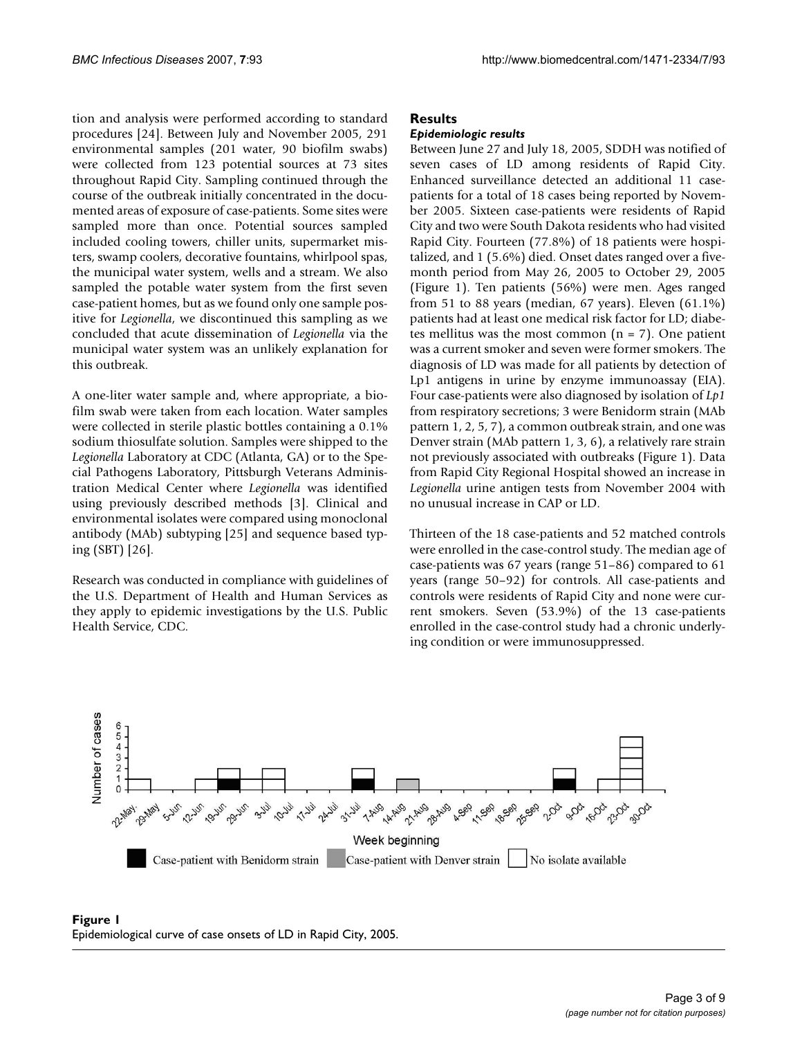tion and analysis were performed according to standard procedures [24]. Between July and November 2005, 291 environmental samples (201 water, 90 biofilm swabs) were collected from 123 potential sources at 73 sites throughout Rapid City. Sampling continued through the course of the outbreak initially concentrated in the documented areas of exposure of case-patients. Some sites were sampled more than once. Potential sources sampled included cooling towers, chiller units, supermarket misters, swamp coolers, decorative fountains, whirlpool spas, the municipal water system, wells and a stream. We also sampled the potable water system from the first seven case-patient homes, but as we found only one sample positive for *Legionella*, we discontinued this sampling as we concluded that acute dissemination of *Legionella* via the municipal water system was an unlikely explanation for this outbreak.

A one-liter water sample and, where appropriate, a biofilm swab were taken from each location. Water samples were collected in sterile plastic bottles containing a 0.1% sodium thiosulfate solution. Samples were shipped to the *Legionella* Laboratory at CDC (Atlanta, GA) or to the Special Pathogens Laboratory, Pittsburgh Veterans Administration Medical Center where *Legionella* was identified using previously described methods [3]. Clinical and environmental isolates were compared using monoclonal antibody (MAb) subtyping [25] and sequence based typing (SBT) [26].

Research was conducted in compliance with guidelines of the U.S. Department of Health and Human Services as they apply to epidemic investigations by the U.S. Public Health Service, CDC.

## Results

### *Epidemiologic results*

Between June 27 and July 18, 2005, SDDH was notified of seven cases of LD among residents of Rapid City. Enhanced surveillance detected an additional 11 case-patients for a total of 18 cases being reported by November 2005. Sixteen case-patients were residents of Rapid City and two were South Dakota residents who had visited Rapid City. Fourteen (77.8%) of 18 patients were hospitalized, and 1 (5.6%) died. Onset dates ranged over a five-month period from May 26, 2005 to October 29, 2005 (Figure 1). Ten patients (56%) were men. Ages ranged from 51 to 88 years (median, 67 years). Eleven (61.1%) patients had at least one medical risk factor for LD; diabetes mellitus was the most common (n = 7). One patient was a current smoker and seven were former smokers. The diagnosis of LD was made for all patients by detection of Lp1 antigens in urine by enzyme immunoassay (EIA). Four case-patients were also diagnosed by isolation of *Lp1* from respiratory secretions; 3 were Benidorm strain (MAb pattern 1, 2, 5, 7), a common outbreak strain, and one was Denver strain (MAb pattern 1, 3, 6), a relatively rare strain not previously associated with outbreaks (Figure 1). Data from Rapid City Regional Hospital showed an increase in *Legionella* urine antigen tests from November 2004 with no unusual increase in CAP or LD.

Thirteen of the 18 case-patients and 52 matched controls were enrolled in the case-control study. The median age of case-patients was 67 years (range 51–86) compared to 61 years (range 50–92) for controls. All case-patients and controls were residents of Rapid City and none were current smokers. Seven (53.9%) of the 13 case-patients enrolled in the case-control study had a chronic underlying condition or were immunosuppressed.

**Figure 1**
Epidemiological curve of case onsets of LD in Rapid City, 2005.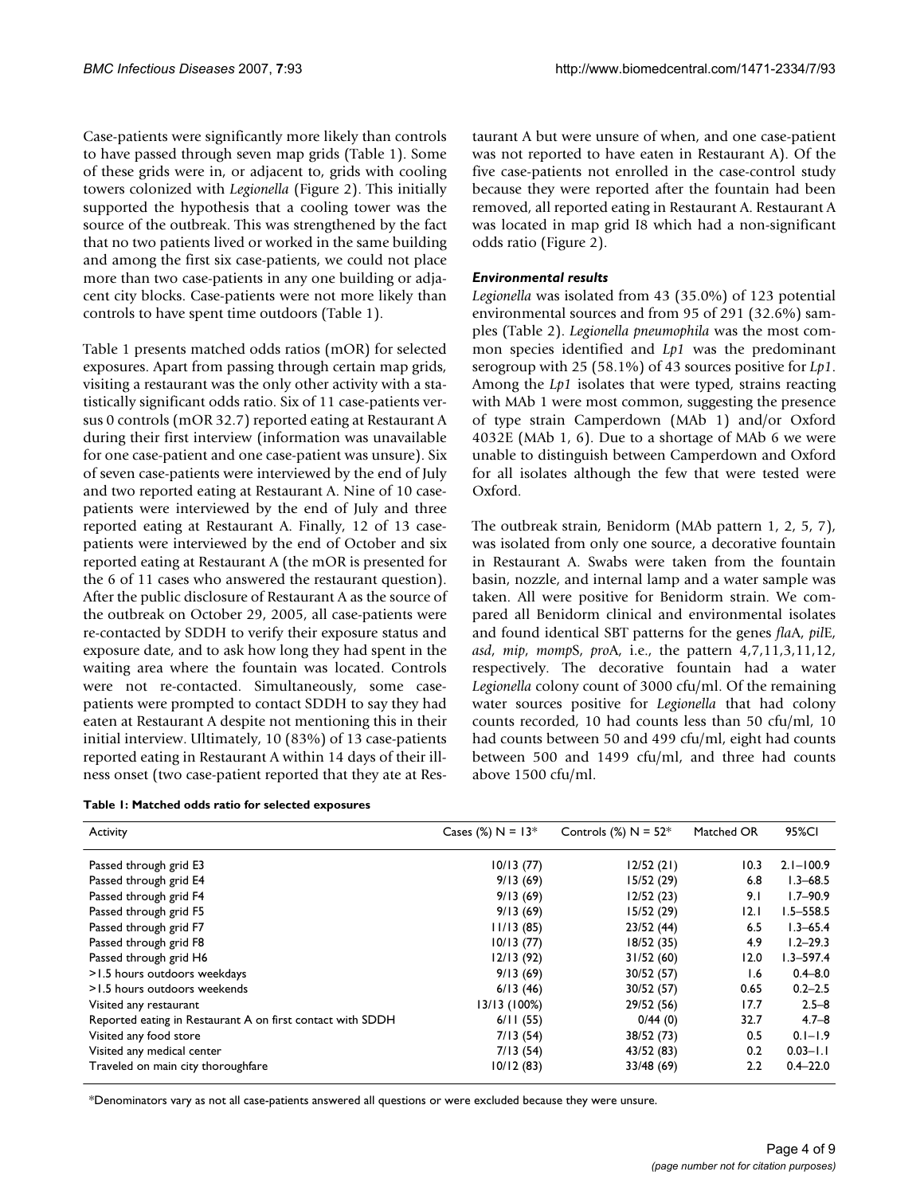Case-patients were significantly more likely than controls to have passed through seven map grids (Table 1). Some of these grids were in, or adjacent to, grids with cooling towers colonized with *Legionella* (Figure 2). This initially supported the hypothesis that a cooling tower was the source of the outbreak. This was strengthened by the fact that no two patients lived or worked in the same building and among the first six case-patients, we could not place more than two case-patients in any one building or adjacent city blocks. Case-patients were not more likely than controls to have spent time outdoors (Table 1).

Table 1 presents matched odds ratios (mOR) for selected exposures. Apart from passing through certain map grids, visiting a restaurant was the only other activity with a statistically significant odds ratio. Six of 11 case-patients versus 0 controls (mOR 32.7) reported eating at Restaurant A during their first interview (information was unavailable for one case-patient and one case-patient was unsure). Six of seven case-patients were interviewed by the end of July and two reported eating at Restaurant A. Nine of 10 case-patients were interviewed by the end of July and three reported eating at Restaurant A. Finally, 12 of 13 case-patients were interviewed by the end of October and six reported eating at Restaurant A (the mOR is presented for the 6 of 11 cases who answered the restaurant question). After the public disclosure of Restaurant A as the source of the outbreak on October 29, 2005, all case-patients were re-contacted by SDDH to verify their exposure status and exposure date, and to ask how long they had spent in the waiting area where the fountain was located. Controls were not re-contacted. Simultaneously, some case-patients were prompted to contact SDDH to say they had eaten at Restaurant A despite not mentioning this in their initial interview. Ultimately, 10 (83%) of 13 case-patients reported eating in Restaurant A within 14 days of their illness onset (two case-patient reported that they ate at Restaurant A but were unsure of when, and one case-patient was not reported to have eaten in Restaurant A). Of the five case-patients not enrolled in the case-control study because they were reported after the fountain had been removed, all reported eating in Restaurant A. Restaurant A was located in map grid I8 which had a non-significant odds ratio (Figure 2).

### *Environmental results*

*Legionella* was isolated from 43 (35.0%) of 123 potential environmental sources and from 95 of 291 (32.6%) samples (Table 2). *Legionella pneumophila* was the most common species identified and *Lp1* was the predominant serogroup with 25 (58.1%) of 43 sources positive for *Lp1*. Among the *Lp1* isolates that were typed, strains reacting with MAb 1 were most common, suggesting the presence of type strain Camperdown (MAb 1) and/or Oxford 4032E (MAb 1, 6). Due to a shortage of MAb 6 we were unable to distinguish between Camperdown and Oxford for all isolates although the few that were tested were Oxford.

The outbreak strain, Benidorm (MAb pattern 1, 2, 5, 7), was isolated from only one source, a decorative fountain in Restaurant A. Swabs were taken from the fountain basin, nozzle, and internal lamp and a water sample was taken. All were positive for Benidorm strain. We compared all Benidorm clinical and environmental isolates and found identical SBT patterns for the genes *fla*A, *pil*E, *asd*, *mip*, *momp*S, *pro*A, i.e., the pattern 4,7,11,3,11,12, respectively. The decorative fountain had a water *Legionella* colony count of 3000 cfu/ml. Of the remaining water sources positive for *Legionella* that had colony counts recorded, 10 had counts less than 50 cfu/ml, 10 had counts between 50 and 499 cfu/ml, eight had counts between 500 and 1499 cfu/ml, and three had counts above 1500 cfu/ml.

**Table 1: Matched odds ratio for selected exposures**

| Activity | Cases (%) N = 13* | Controls (%) N = 52* | Matched OR | 95%CI |
|---|---|---|---|---|
| Passed through grid E3 | 10/13 (77) | 12/52 (21) | 10.3 | 2.1–100.9 |
| Passed through grid E4 | 9/13 (69) | 15/52 (29) | 6.8 | 1.3–68.5 |
| Passed through grid F4 | 9/13 (69) | 12/52 (23) | 9.1 | 1.7–90.9 |
| Passed through grid F5 | 9/13 (69) | 15/52 (29) | 12.1 | 1.5–558.5 |
| Passed through grid F7 | 11/13 (85) | 23/52 (44) | 6.5 | 1.3–65.4 |
| Passed through grid F8 | 10/13 (77) | 18/52 (35) | 4.9 | 1.2–29.3 |
| Passed through grid H6 | 12/13 (92) | 31/52 (60) | 12.0 | 1.3–597.4 |
| >1.5 hours outdoors weekdays | 9/13 (69) | 30/52 (57) | 1.6 | 0.4–8.0 |
| >1.5 hours outdoors weekends | 6/13 (46) | 30/52 (57) | 0.65 | 0.2–2.5 |
| Visited any restaurant | 13/13 (100%) | 29/52 (56) | 17.7 | 2.5–8 |
| Reported eating in Restaurant A on first contact with SDDH | 6/11 (55) | 0/44 (0) | 32.7 | 4.7–8 |
| Visited any food store | 7/13 (54) | 38/52 (73) | 0.5 | 0.1–1.9 |
| Visited any medical center | 7/13 (54) | 43/52 (83) | 0.2 | 0.03–1.1 |
| Traveled on main city thoroughfare | 10/12 (83) | 33/48 (69) | 2.2 | 0.4–22.0 |

*Denominators vary as not all case-patients answered all questions or were excluded because they were unsure.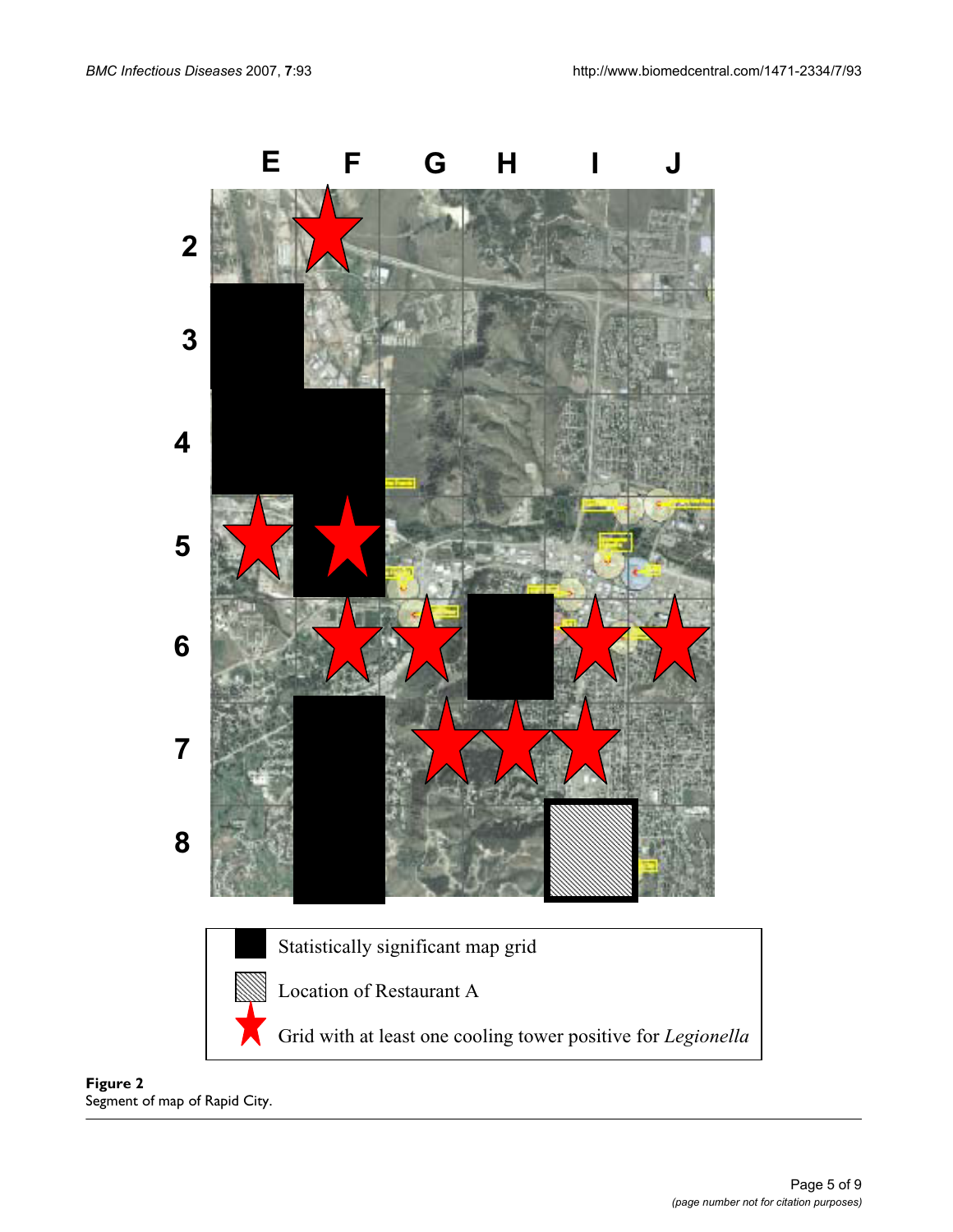**Figure 2**
Segment of map of Rapid City.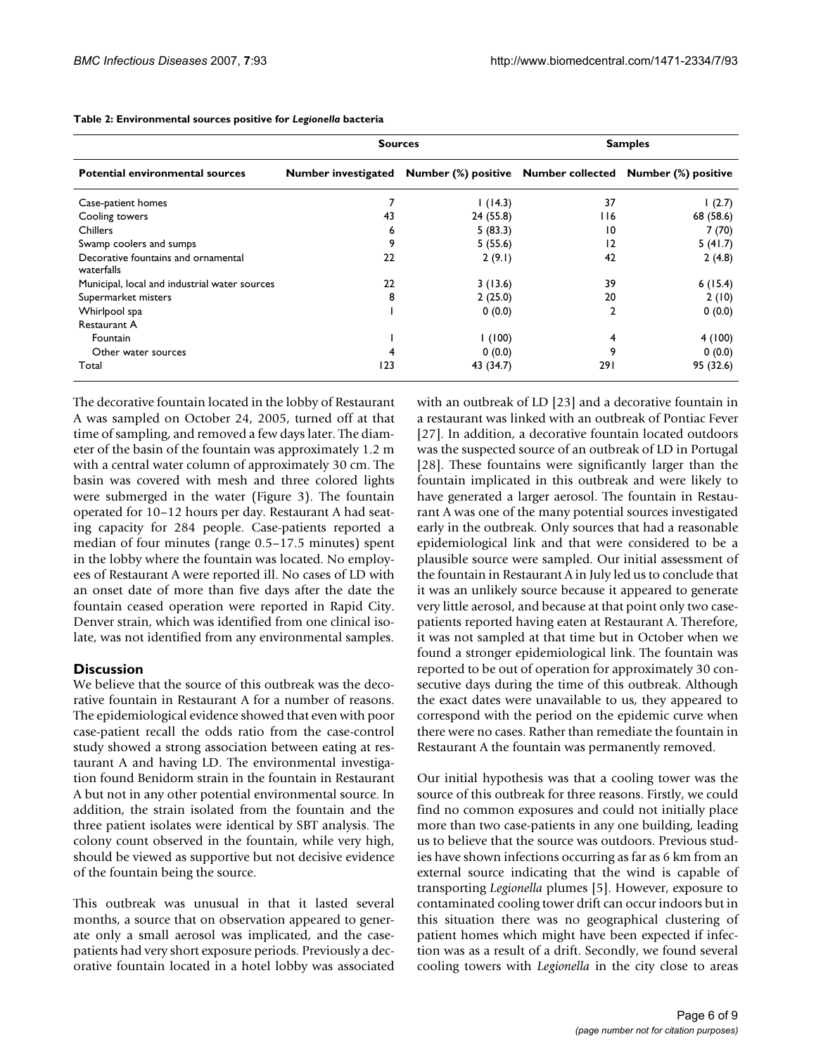**Table 2: Environmental sources positive for *Legionella* bacteria**

| | Sources | | Samples | |
|---|---|---|---|---|
| **Potential environmental sources** | **Number investigated** | **Number (%) positive** | **Number collected** | **Number (%) positive** |
| Case-patient homes | 7 | 1 (14.3) | 37 | 1 (2.7) |
| Cooling towers | 43 | 24 (55.8) | 116 | 68 (58.6) |
| Chillers | 6 | 5 (83.3) | 10 | 7 (70) |
| Swamp coolers and sumps | 9 | 5 (55.6) | 12 | 5 (41.7) |
| Decorative fountains and ornamental waterfalls | 22 | 2 (9.1) | 42 | 2 (4.8) |
| Municipal, local and industrial water sources | 22 | 3 (13.6) | 39 | 6 (15.4) |
| Supermarket misters | 8 | 2 (25.0) | 20 | 2 (10) |
| Whirlpool spa | 1 | 0 (0.0) | 2 | 0 (0.0) |
| Restaurant A | | | | |
| Fountain | 1 | 1 (100) | 4 | 4 (100) |
| Other water sources | 4 | 0 (0.0) | 9 | 0 (0.0) |
| Total | 123 | 43 (34.7) | 291 | 95 (32.6) |

The decorative fountain located in the lobby of Restaurant A was sampled on October 24, 2005, turned off at that time of sampling, and removed a few days later. The diameter of the basin of the fountain was approximately 1.2 m with a central water column of approximately 30 cm. The basin was covered with mesh and three colored lights were submerged in the water (Figure 3). The fountain operated for 10–12 hours per day. Restaurant A had seating capacity for 284 people. Case-patients reported a median of four minutes (range 0.5–17.5 minutes) spent in the lobby where the fountain was located. No employees of Restaurant A were reported ill. No cases of LD with an onset date of more than five days after the date the fountain ceased operation were reported in Rapid City. Denver strain, which was identified from one clinical isolate, was not identified from any environmental samples.

## Discussion

We believe that the source of this outbreak was the decorative fountain in Restaurant A for a number of reasons. The epidemiological evidence showed that even with poor case-patient recall the odds ratio from the case-control study showed a strong association between eating at restaurant A and having LD. The environmental investigation found Benidorm strain in the fountain in Restaurant A but not in any other potential environmental source. In addition, the strain isolated from the fountain and the three patient isolates were identical by SBT analysis. The colony count observed in the fountain, while very high, should be viewed as supportive but not decisive evidence of the fountain being the source.

This outbreak was unusual in that it lasted several months, a source that on observation appeared to generate only a small aerosol was implicated, and the case-patients had very short exposure periods. Previously a decorative fountain located in a hotel lobby was associated with an outbreak of LD [23] and a decorative fountain in a restaurant was linked with an outbreak of Pontiac Fever [27]. In addition, a decorative fountain located outdoors was the suspected source of an outbreak of LD in Portugal [28]. These fountains were significantly larger than the fountain implicated in this outbreak and were likely to have generated a larger aerosol. The fountain in Restaurant A was one of the many potential sources investigated early in the outbreak. Only sources that had a reasonable epidemiological link and that were considered to be a plausible source were sampled. Our initial assessment of the fountain in Restaurant A in July led us to conclude that it was an unlikely source because it appeared to generate very little aerosol, and because at that point only two case-patients reported having eaten at Restaurant A. Therefore, it was not sampled at that time but in October when we found a stronger epidemiological link. The fountain was reported to be out of operation for approximately 30 consecutive days during the time of this outbreak. Although the exact dates were unavailable to us, they appeared to correspond with the period on the epidemic curve when there were no cases. Rather than remediate the fountain in Restaurant A the fountain was permanently removed.

Our initial hypothesis was that a cooling tower was the source of this outbreak for three reasons. Firstly, we could find no common exposures and could not initially place more than two case-patients in any one building, leading us to believe that the source was outdoors. Previous studies have shown infections occurring as far as 6 km from an external source indicating that the wind is capable of transporting *Legionella* plumes [5]. However, exposure to contaminated cooling tower drift can occur indoors but in this situation there was no geographical clustering of patient homes which might have been expected if infection was as a result of a drift. Secondly, we found several cooling towers with *Legionella* in the city close to areas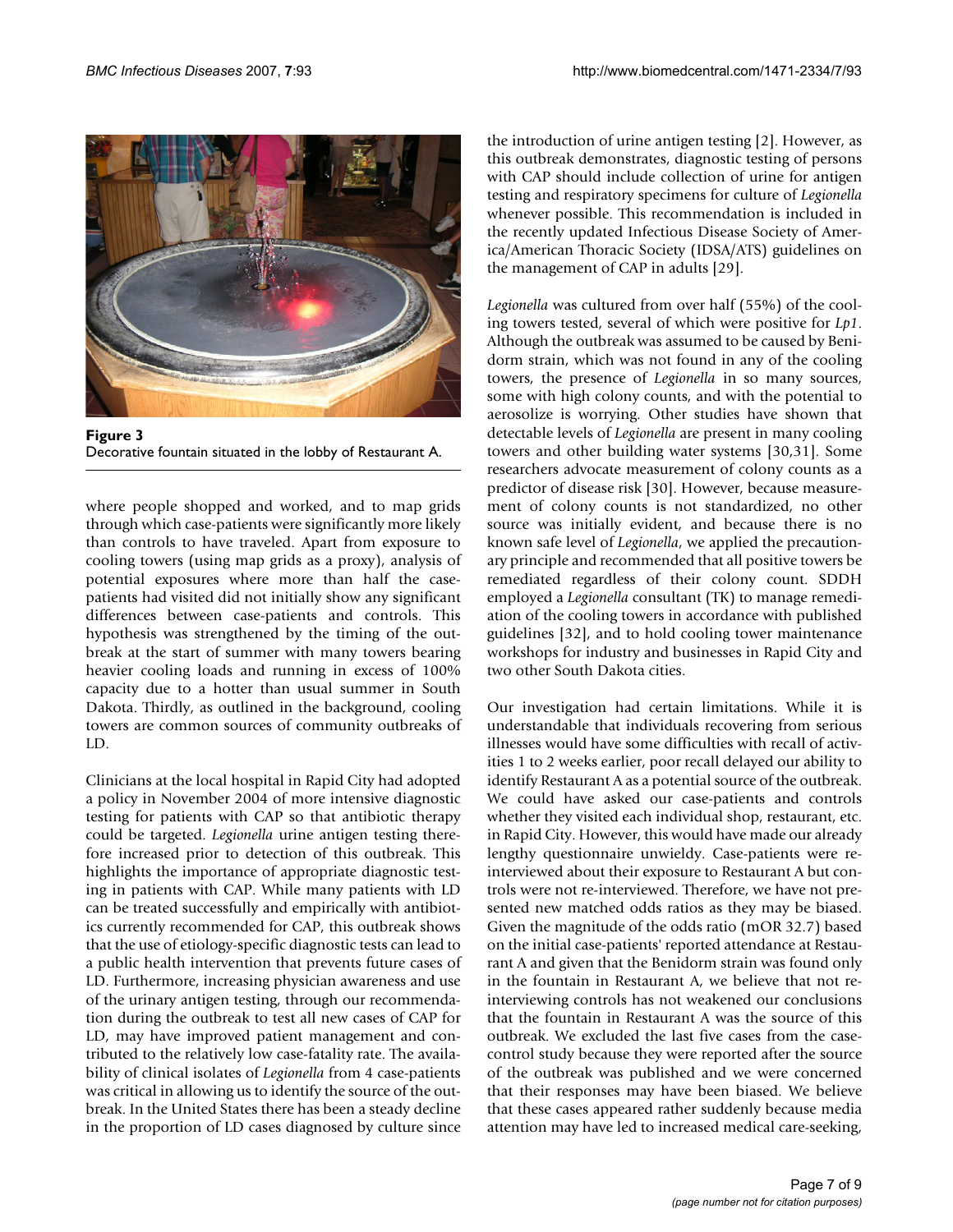**Figure 3**
Decorative fountain situated in the lobby of Restaurant A.

where people shopped and worked, and to map grids through which case-patients were significantly more likely than controls to have traveled. Apart from exposure to cooling towers (using map grids as a proxy), analysis of potential exposures where more than half the case-patients had visited did not initially show any significant differences between case-patients and controls. This hypothesis was strengthened by the timing of the outbreak at the start of summer with many towers bearing heavier cooling loads and running in excess of 100% capacity due to a hotter than usual summer in South Dakota. Thirdly, as outlined in the background, cooling towers are common sources of community outbreaks of LD.

Clinicians at the local hospital in Rapid City had adopted a policy in November 2004 of more intensive diagnostic testing for patients with CAP so that antibiotic therapy could be targeted. *Legionella* urine antigen testing therefore increased prior to detection of this outbreak. This highlights the importance of appropriate diagnostic testing in patients with CAP. While many patients with LD can be treated successfully and empirically with antibiotics currently recommended for CAP, this outbreak shows that the use of etiology-specific diagnostic tests can lead to a public health intervention that prevents future cases of LD. Furthermore, increasing physician awareness and use of the urinary antigen testing, through our recommendation during the outbreak to test all new cases of CAP for LD, may have improved patient management and contributed to the relatively low case-fatality rate. The availability of clinical isolates of *Legionella* from 4 case-patients was critical in allowing us to identify the source of the outbreak. In the United States there has been a steady decline in the proportion of LD cases diagnosed by culture since the introduction of urine antigen testing [2]. However, as this outbreak demonstrates, diagnostic testing of persons with CAP should include collection of urine for antigen testing and respiratory specimens for culture of *Legionella* whenever possible. This recommendation is included in the recently updated Infectious Disease Society of America/American Thoracic Society (IDSA/ATS) guidelines on the management of CAP in adults [29].

*Legionella* was cultured from over half (55%) of the cooling towers tested, several of which were positive for *Lp1*. Although the outbreak was assumed to be caused by Benidorm strain, which was not found in any of the cooling towers, the presence of *Legionella* in so many sources, some with high colony counts, and with the potential to aerosolize is worrying. Other studies have shown that detectable levels of *Legionella* are present in many cooling towers and other building water systems [30,31]. Some researchers advocate measurement of colony counts as a predictor of disease risk [30]. However, because measurement of colony counts is not standardized, no other source was initially evident, and because there is no known safe level of *Legionella*, we applied the precautionary principle and recommended that all positive towers be remediated regardless of their colony count. SDDH employed a *Legionella* consultant (TK) to manage remediation of the cooling towers in accordance with published guidelines [32], and to hold cooling tower maintenance workshops for industry and businesses in Rapid City and two other South Dakota cities.

Our investigation had certain limitations. While it is understandable that individuals recovering from serious illnesses would have some difficulties with recall of activities 1 to 2 weeks earlier, poor recall delayed our ability to identify Restaurant A as a potential source of the outbreak. We could have asked our case-patients and controls whether they visited each individual shop, restaurant, etc. in Rapid City. However, this would have made our already lengthy questionnaire unwieldy. Case-patients were re-interviewed about their exposure to Restaurant A but controls were not re-interviewed. Therefore, we have not presented new matched odds ratios as they may be biased. Given the magnitude of the odds ratio (mOR 32.7) based on the initial case-patients' reported attendance at Restaurant A and given that the Benidorm strain was found only in the fountain in Restaurant A, we believe that not re-interviewing controls has not weakened our conclusions that the fountain in Restaurant A was the source of this outbreak. We excluded the last five cases from the case-control study because they were reported after the source of the outbreak was published and we were concerned that their responses may have been biased. We believe that these cases appeared rather suddenly because media attention may have led to increased medical care-seeking,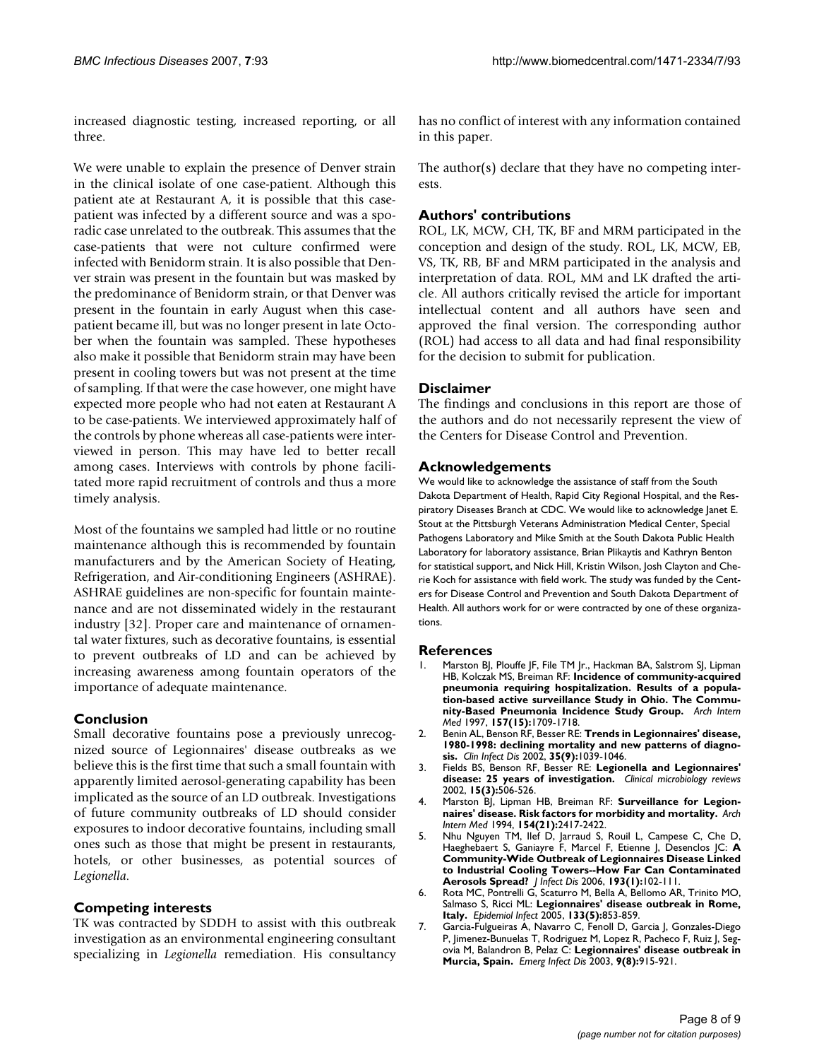increased diagnostic testing, increased reporting, or all three.

We were unable to explain the presence of Denver strain in the clinical isolate of one case-patient. Although this patient ate at Restaurant A, it is possible that this case-patient was infected by a different source and was a sporadic case unrelated to the outbreak. This assumes that the case-patients that were not culture confirmed were infected with Benidorm strain. It is also possible that Denver strain was present in the fountain but was masked by the predominance of Benidorm strain, or that Denver was present in the fountain in early August when this case-patient became ill, but was no longer present in late October when the fountain was sampled. These hypotheses also make it possible that Benidorm strain may have been present in cooling towers but was not present at the time of sampling. If that were the case however, one might have expected more people who had not eaten at Restaurant A to be case-patients. We interviewed approximately half of the controls by phone whereas all case-patients were interviewed in person. This may have led to better recall among cases. Interviews with controls by phone facilitated more rapid recruitment of controls and thus a more timely analysis.

Most of the fountains we sampled had little or no routine maintenance although this is recommended by fountain manufacturers and by the American Society of Heating, Refrigeration, and Air-conditioning Engineers (ASHRAE). ASHRAE guidelines are non-specific for fountain maintenance and are not disseminated widely in the restaurant industry [32]. Proper care and maintenance of ornamental water fixtures, such as decorative fountains, is essential to prevent outbreaks of LD and can be achieved by increasing awareness among fountain operators of the importance of adequate maintenance.

## Conclusion

Small decorative fountains pose a previously unrecognized source of Legionnaires' disease outbreaks as we believe this is the first time that such a small fountain with apparently limited aerosol-generating capability has been implicated as the source of an LD outbreak. Investigations of future community outbreaks of LD should consider exposures to indoor decorative fountains, including small ones such as those that might be present in restaurants, hotels, or other businesses, as potential sources of *Legionella*.

## Competing interests

TK was contracted by SDDH to assist with this outbreak investigation as an environmental engineering consultant specializing in *Legionella* remediation. His consultancy has no conflict of interest with any information contained in this paper.

The author(s) declare that they have no competing interests.

## Authors' contributions

ROL, LK, MCW, CH, TK, BF and MRM participated in the conception and design of the study. ROL, LK, MCW, EB, VS, TK, RB, BF and MRM participated in the analysis and interpretation of data. ROL, MM and LK drafted the article. All authors critically revised the article for important intellectual content and all authors have seen and approved the final version. The corresponding author (ROL) had access to all data and had final responsibility for the decision to submit for publication.

## Disclaimer

The findings and conclusions in this report are those of the authors and do not necessarily represent the view of the Centers for Disease Control and Prevention.

## Acknowledgements

We would like to acknowledge the assistance of staff from the South Dakota Department of Health, Rapid City Regional Hospital, and the Respiratory Diseases Branch at CDC. We would like to acknowledge Janet E. Stout at the Pittsburgh Veterans Administration Medical Center, Special Pathogens Laboratory and Mike Smith at the South Dakota Public Health Laboratory for laboratory assistance, Brian Plikaytis and Kathryn Benton for statistical support, and Nick Hill, Kristin Wilson, Josh Clayton and Cherie Koch for assistance with field work. The study was funded by the Centers for Disease Control and Prevention and South Dakota Department of Health. All authors work for or were contracted by one of these organizations.

## References

1. Marston BJ, Plouffe JF, File TM Jr., Hackman BA, Salstrom SJ, Lipman HB, Kolczak MS, Breiman RF: **Incidence of community-acquired pneumonia requiring hospitalization. Results of a population-based active surveillance Study in Ohio. The Community-Based Pneumonia Incidence Study Group.** *Arch Intern Med* 1997, **157(15):**1709-1718.
2. Benin AL, Benson RF, Besser RE: **Trends in Legionnaires' disease, 1980-1998: declining mortality and new patterns of diagnosis.** *Clin Infect Dis* 2002, **35(9):**1039-1046.
3. Fields BS, Benson RF, Besser RE: **Legionella and Legionnaires' disease: 25 years of investigation.** *Clinical microbiology reviews* 2002, **15(3):**506-526.
4. Marston BJ, Lipman HB, Breiman RF: **Surveillance for Legionnaires' disease. Risk factors for morbidity and mortality.** *Arch Intern Med* 1994, **154(21):**2417-2422.
5. Nhu Nguyen TM, Ilef D, Jarraud S, Rouil L, Campese C, Che D, Haeghebaert S, Ganiayre F, Marcel F, Etienne J, Desenclos JC: **A Community-Wide Outbreak of Legionnaires Disease Linked to Industrial Cooling Towers--How Far Can Contaminated Aerosols Spread?** *J Infect Dis* 2006, **193(1):**102-111.
6. Rota MC, Pontrelli G, Scaturro M, Bella A, Bellomo AR, Trinito MO, Salmaso S, Ricci ML: **Legionnaires' disease outbreak in Rome, Italy.** *Epidemiol Infect* 2005, **133(5):**853-859.
7. Garcia-Fulgueiras A, Navarro C, Fenoll D, Garcia J, Gonzales-Diego P, Jimenez-Bunuelas T, Rodriguez M, Lopez R, Pacheco F, Ruiz J, Segovia M, Balandron B, Pelaz C: **Legionnaires' disease outbreak in Murcia, Spain.** *Emerg Infect Dis* 2003, **9(8):**915-921.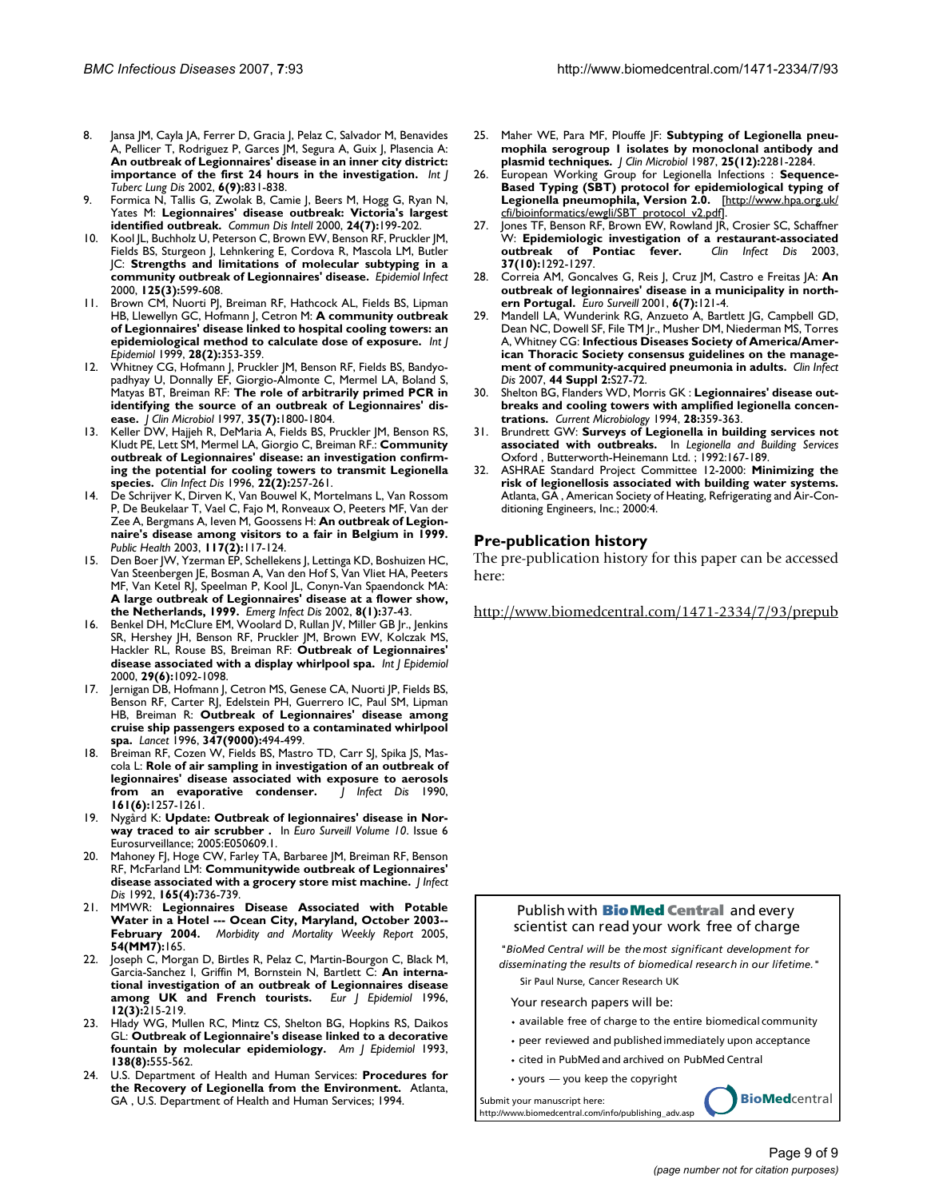8. Jansa JM, Cayla JA, Ferrer D, Gracia J, Pelaz C, Salvador M, Benavides A, Pellicer T, Rodriguez P, Garces JM, Segura A, Guix J, Plasencia A: **An outbreak of Legionnaires' disease in an inner city district: importance of the first 24 hours in the investigation.** *Int J Tuberc Lung Dis* 2002, **6(9):**831-838.
9. Formica N, Tallis G, Zwolak B, Camie J, Beers M, Hogg G, Ryan N, Yates M: **Legionnaires' disease outbreak: Victoria's largest identified outbreak.** *Commun Dis Intell* 2000, **24(7):**199-202.
10. Kool JL, Buchholz U, Peterson C, Brown EW, Benson RF, Pruckler JM, Fields BS, Sturgeon J, Lehnkering E, Cordova R, Mascola LM, Butler JC: **Strengths and limitations of molecular subtyping in a community outbreak of Legionnaires' disease.** *Epidemiol Infect* 2000, **125(3):**599-608.
11. Brown CM, Nuorti PJ, Breiman RF, Hathcock AL, Fields BS, Lipman HB, Llewellyn GC, Hofmann J, Cetron M: **A community outbreak of Legionnaires' disease linked to hospital cooling towers: an epidemiological method to calculate dose of exposure.** *Int J Epidemiol* 1999, **28(2):**353-359.
12. Whitney CG, Hofmann J, Pruckler JM, Benson RF, Fields BS, Bandyopadhyay U, Donnally EF, Giorgio-Almonte C, Mermel LA, Boland S, Matyas BT, Breiman RF: **The role of arbitrarily primed PCR in identifying the source of an outbreak of Legionnaires' disease.** *J Clin Microbiol* 1997, **35(7):**1800-1804.
13. Keller DW, Hajjeh R, DeMaria A, Fields BS, Pruckler JM, Benson RS, Kludt PE, Lett SM, Mermel LA, Giorgio C, Breiman RF.: **Community outbreak of Legionnaires' disease: an investigation confirming the potential for cooling towers to transmit Legionella species.** *Clin Infect Dis* 1996, **22(2):**257-261.
14. De Schrijver K, Dirven K, Van Bouwel K, Mortelmans L, Van Rossom P, De Beukelaar T, Vael C, Fajo M, Ronveaux O, Peeters MF, Van der Zee A, Bergmans A, Ieven M, Goossens H: **An outbreak of Legionnaire's disease among visitors to a fair in Belgium in 1999.** *Public Health* 2003, **117(2):**117-124.
15. Den Boer JW, Yzerman EP, Schellekens J, Lettinga KD, Boshuizen HC, Van Steenbergen JE, Bosman A, Van den Hof S, Van Vliet HA, Peeters MF, Van Ketel RJ, Speelman P, Kool JL, Conyn-Van Spaendonck MA: **A large outbreak of Legionnaires' disease at a flower show, the Netherlands, 1999.** *Emerg Infect Dis* 2002, **8(1):**37-43.
16. Benkel DH, McClure EM, Woolard D, Rullan JV, Miller GB Jr., Jenkins SR, Hershey JH, Benson RF, Pruckler JM, Brown EW, Kolczak MS, Hackler RL, Rouse BS, Breiman RF: **Outbreak of Legionnaires' disease associated with a display whirlpool spa.** *Int J Epidemiol* 2000, **29(6):**1092-1098.
17. Jernigan DB, Hofmann J, Cetron MS, Genese CA, Nuorti JP, Fields BS, Benson RF, Carter RJ, Edelstein PH, Guerrero IC, Paul SM, Lipman HB, Breiman R: **Outbreak of Legionnaires' disease among cruise ship passengers exposed to a contaminated whirlpool spa.** *Lancet* 1996, **347(9000):**494-499.
18. Breiman RF, Cozen W, Fields BS, Mastro TD, Carr SJ, Spika JS, Mascola L: **Role of air sampling in investigation of an outbreak of legionnaires' disease associated with exposure to aerosols from an evaporative condenser.** *J Infect Dis* 1990, **161(6):**1257-1261.
19. Nygård K: **Update: Outbreak of legionnaires' disease in Norway traced to air scrubber .** In *Euro Surveill Volume 10*. Issue 6 Eurosurveillance; 2005:E050609.1.
20. Mahoney FJ, Hoge CW, Farley TA, Barbaree JM, Breiman RF, Benson RF, McFarland LM: **Communitywide outbreak of Legionnaires' disease associated with a grocery store mist machine.** *J Infect Dis* 1992, **165(4):**736-739.
21. MMWR: **Legionnaires Disease Associated with Potable Water in a Hotel --- Ocean City, Maryland, October 2003-- February 2004.** *Morbidity and Mortality Weekly Report* 2005, **54(MM7):**165.
22. Joseph C, Morgan D, Birtles R, Pelaz C, Martin-Bourgon C, Black M, Garcia-Sanchez I, Griffin M, Bornstein N, Bartlett C: **An international investigation of an outbreak of Legionnaires disease among UK and French tourists.** *Eur J Epidemiol* 1996, **12(3):**215-219.
23. Hlady WG, Mullen RC, Mintz CS, Shelton BG, Hopkins RS, Daikos GL: **Outbreak of Legionnaire's disease linked to a decorative fountain by molecular epidemiology.** *Am J Epidemiol* 1993, **138(8):**555-562.
24. U.S. Department of Health and Human Services: **Procedures for the Recovery of Legionella from the Environment.** Atlanta, GA , U.S. Department of Health and Human Services; 1994.
25. Maher WE, Para MF, Plouffe JF: **Subtyping of Legionella pneumophila serogroup 1 isolates by monoclonal antibody and plasmid techniques.** *J Clin Microbiol* 1987, **25(12):**2281-2284.
26. European Working Group for Legionella Infections : **Sequence-Based Typing (SBT) protocol for epidemiological typing of Legionella pneumophila, Version 2.0.** [http://www.hpa.org.uk/cfi/bioinformatics/ewgli/SBT_protocol_v2.pdf].
27. Jones TF, Benson RF, Brown EW, Rowland JR, Crosier SC, Schaffner W: **Epidemiologic investigation of a restaurant-associated outbreak of Pontiac fever.** *Clin Infect Dis* 2003, **37(10):**1292-1297.
28. Correia AM, Goncalves G, Reis J, Cruz JM, Castro e Freitas JA: **An outbreak of legionnaires' disease in a municipality in northern Portugal.** *Euro Surveill* 2001, **6(7):**121-4.
29. Mandell LA, Wunderink RG, Anzueto A, Bartlett JG, Campbell GD, Dean NC, Dowell SF, File TM Jr., Musher DM, Niederman MS, Torres A, Whitney CG: **Infectious Diseases Society of America/American Thoracic Society consensus guidelines on the management of community-acquired pneumonia in adults.** *Clin Infect Dis* 2007, **44 Suppl 2:**S27-72.
30. Shelton BG, Flanders WD, Morris GK : **Legionnaires' disease outbreaks and cooling towers with amplified legionella concentrations.** *Current Microbiology* 1994, **28:**359-363.
31. Brundrett GW: **Surveys of Legionella in building services not associated with outbreaks.** In *Legionella and Building Services* Oxford , Butterworth-Heinemann Ltd. ; 1992:167-189.
32. ASHRAE Standard Project Committee 12-2000: **Minimizing the risk of legionellosis associated with building water systems.** Atlanta, GA , American Society of Heating, Refrigerating and Air-Conditioning Engineers, Inc.; 2000:4.

## Pre-publication history

The pre-publication history for this paper can be accessed here:

http://www.biomedcentral.com/1471-2334/7/93/prepub

Publish with **BioMed Central** and every scientist can read your work free of charge

*"BioMed Central will be the most significant development for disseminating the results of biomedical research in our lifetime."*

Sir Paul Nurse, Cancer Research UK

Your research papers will be:

- available free of charge to the entire biomedical community
- peer reviewed and published immediately upon acceptance
- cited in PubMed and archived on PubMed Central
- yours — you keep the copyright

Submit your manuscript here:
http://www.biomedcentral.com/info/publishing_adv.asp

BioMedcentral